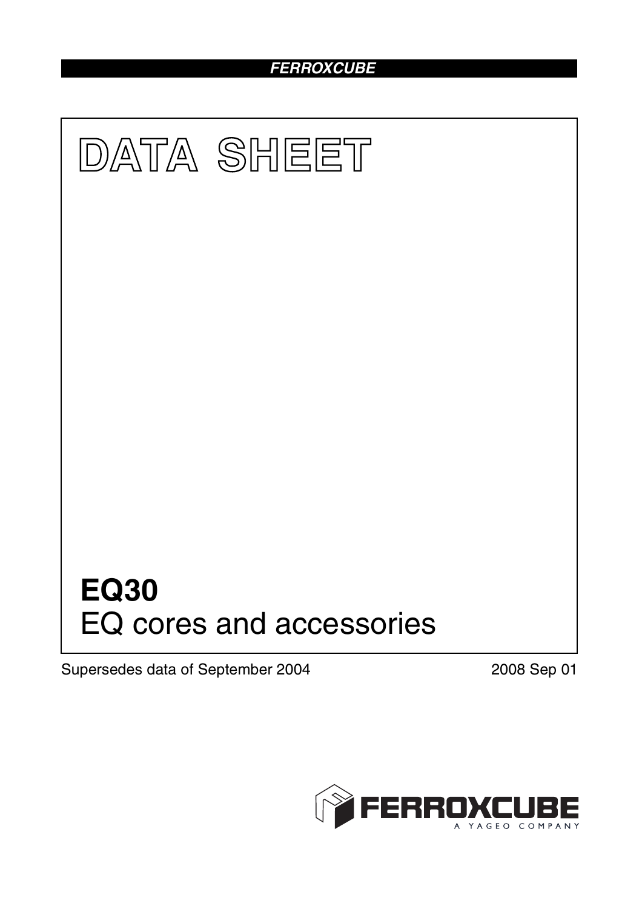**FERROXCUBE**

# DATA SHEET

# EQ30

## EQ cores and accessories

Supersedes data of September 2004

2008 Sep 01

FERROXCUBE

A YAGEO COMPANY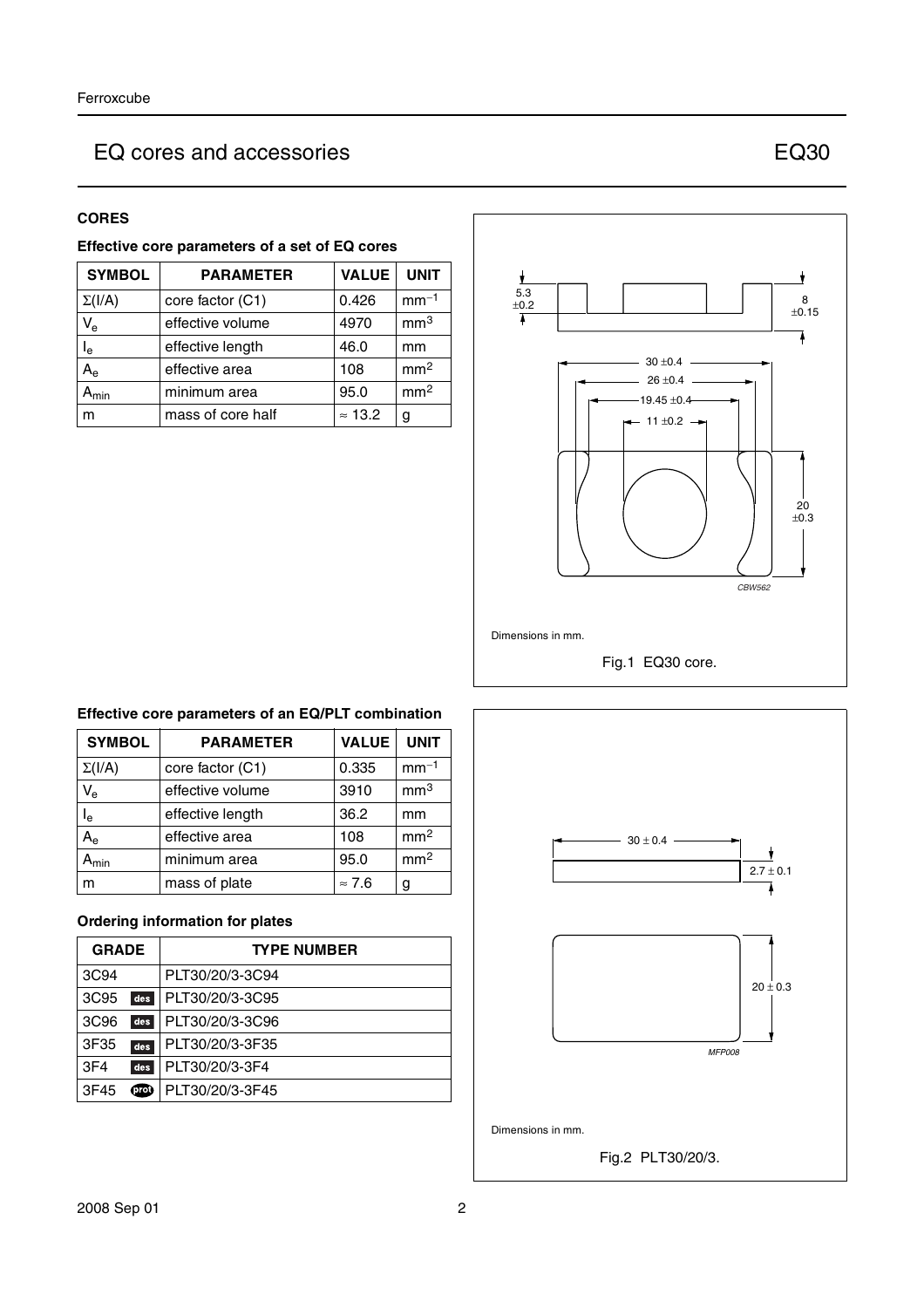# EQ cores and accessories EQ30

## CORES

### Effective core parameters of a set of EQ cores

| SYMBOL | PARAMETER | VALUE | UNIT |
|---|---|---|---|
| $\Sigma(I/A)$ | core factor (C1) | 0.426 | $mm^{-1}$ |
| $V_e$ | effective volume | 4970 | $mm^3$ |
| $l_e$ | effective length | 46.0 | mm |
| $A_e$ | effective area | 108 | $mm^2$ |
| $A_{min}$ | minimum area | 95.0 | $mm^2$ |
| m | mass of core half | ≈ 13.2 | g |

Dimensions in mm.

Fig.1 EQ30 core.

### Effective core parameters of an EQ/PLT combination

| SYMBOL | PARAMETER | VALUE | UNIT |
|---|---|---|---|
| $\Sigma(I/A)$ | core factor (C1) | 0.335 | $mm^{-1}$ |
| $V_e$ | effective volume | 3910 | $mm^3$ |
| $l_e$ | effective length | 36.2 | mm |
| $A_e$ | effective area | 108 | $mm^2$ |
| $A_{min}$ | minimum area | 95.0 | $mm^2$ |
| m | mass of plate | ≈ 7.6 | g |

### Ordering information for plates

| GRADE | TYPE NUMBER |
|---|---|
| 3C94 | PLT30/20/3-3C94 |
| 3C95 des | PLT30/20/3-3C95 |
| 3C96 des | PLT30/20/3-3C96 |
| 3F35 des | PLT30/20/3-3F35 |
| 3F4 des | PLT30/20/3-3F4 |
| 3F45 prot | PLT30/20/3-3F45 |

Dimensions in mm.

Fig.2 PLT30/20/3.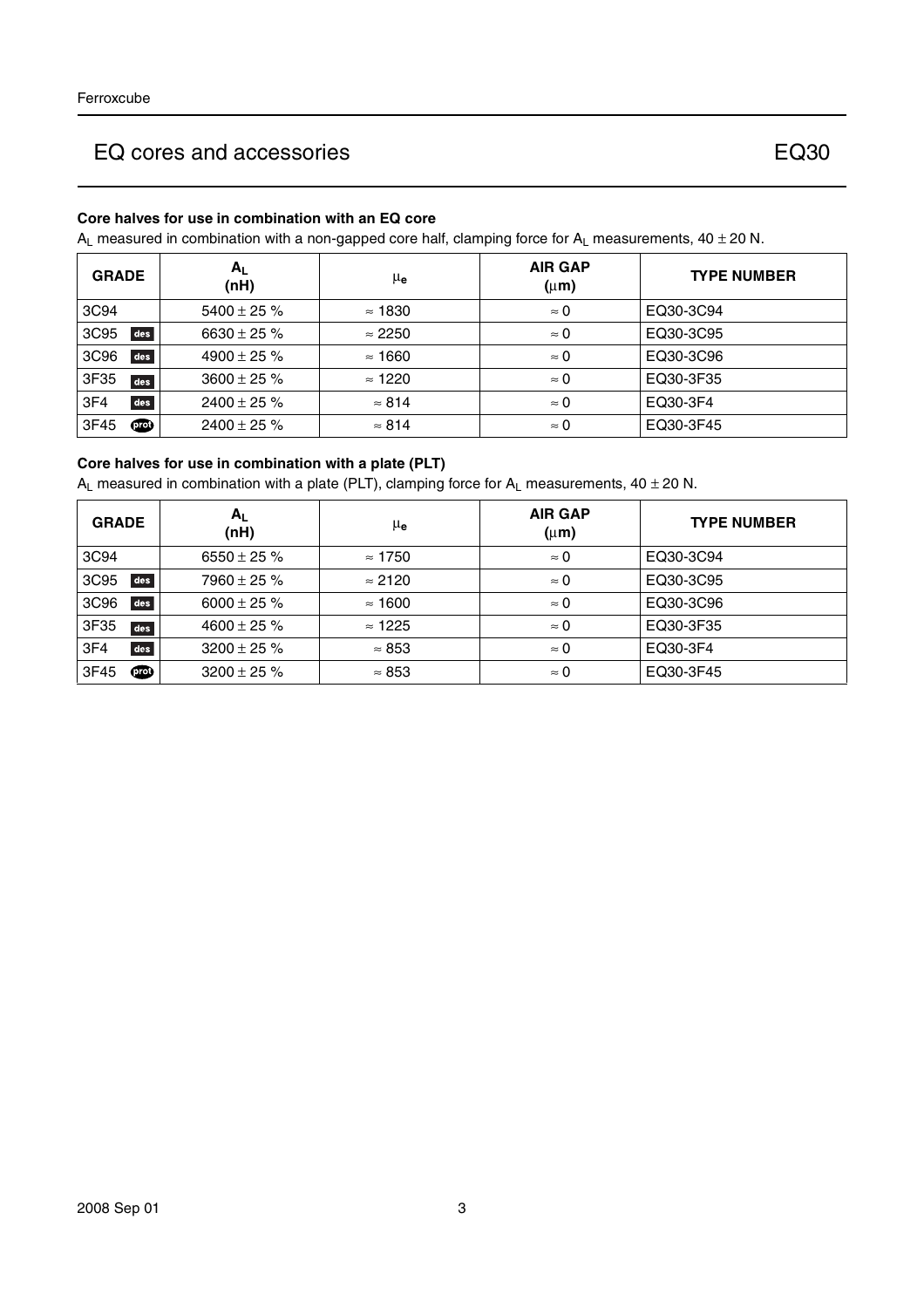## EQ cores and accessories — EQ30

### Core halves for use in combination with an EQ core

$A_L$ measured in combination with a non-gapped core half, clamping force for $A_L$ measurements, 40 ± 20 N.

| GRADE | $A_L$ (nH) | $\mu_e$ | AIR GAP (μm) | TYPE NUMBER |
|---|---|---|---|---|
| 3C94 | 5400 ± 25 % | ≈ 1830 | ≈ 0 | EQ30-3C94 |
| 3C95 des | 6630 ± 25 % | ≈ 2250 | ≈ 0 | EQ30-3C95 |
| 3C96 des | 4900 ± 25 % | ≈ 1660 | ≈ 0 | EQ30-3C96 |
| 3F35 des | 3600 ± 25 % | ≈ 1220 | ≈ 0 | EQ30-3F35 |
| 3F4 des | 2400 ± 25 % | ≈ 814 | ≈ 0 | EQ30-3F4 |
| 3F45 prot | 2400 ± 25 % | ≈ 814 | ≈ 0 | EQ30-3F45 |

### Core halves for use in combination with a plate (PLT)

$A_L$ measured in combination with a plate (PLT), clamping force for $A_L$ measurements, 40 ± 20 N.

| GRADE | $A_L$ (nH) | $\mu_e$ | AIR GAP (μm) | TYPE NUMBER |
|---|---|---|---|---|
| 3C94 | 6550 ± 25 % | ≈ 1750 | ≈ 0 | EQ30-3C94 |
| 3C95 des | 7960 ± 25 % | ≈ 2120 | ≈ 0 | EQ30-3C95 |
| 3C96 des | 6000 ± 25 % | ≈ 1600 | ≈ 0 | EQ30-3C96 |
| 3F35 des | 4600 ± 25 % | ≈ 1225 | ≈ 0 | EQ30-3F35 |
| 3F4 des | 3200 ± 25 % | ≈ 853 | ≈ 0 | EQ30-3F4 |
| 3F45 prot | 3200 ± 25 % | ≈ 853 | ≈ 0 | EQ30-3F45 |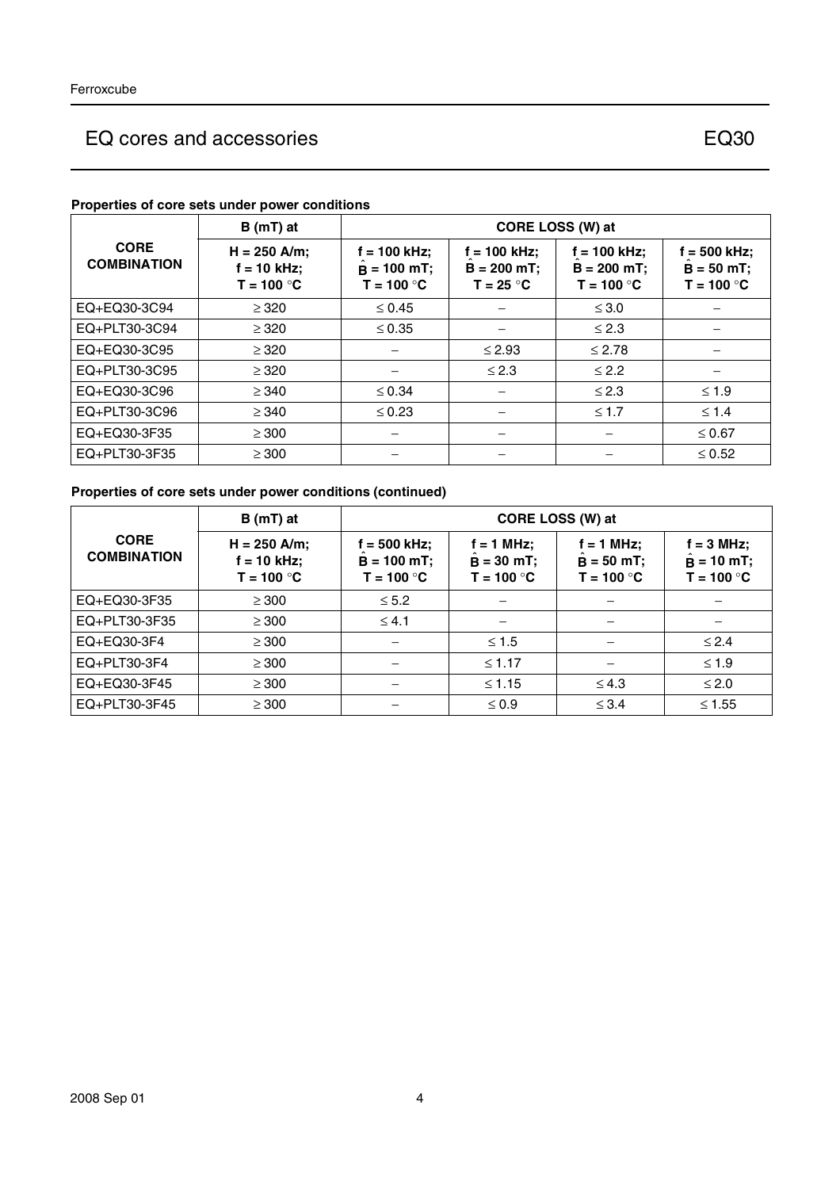**Properties of core sets under power conditions**

| CORE COMBINATION | B (mT) at | CORE LOSS (W) at | | | |
|---|---|---|---|---|---|
| | H = 250 A/m; f = 10 kHz; T = 100 °C | f = 100 kHz; $\hat{B}$ = 100 mT; T = 100 °C | f = 100 kHz; $\hat{B}$ = 200 mT; T = 25 °C | f = 100 kHz; $\hat{B}$ = 200 mT; T = 100 °C | f = 500 kHz; $\hat{B}$ = 50 mT; T = 100 °C |
| EQ+EQ30-3C94 | ≥ 320 | ≤ 0.45 | − | ≤ 3.0 | − |
| EQ+PLT30-3C94 | ≥ 320 | ≤ 0.35 | − | ≤ 2.3 | − |
| EQ+EQ30-3C95 | ≥ 320 | − | ≤ 2.93 | ≤ 2.78 | − |
| EQ+PLT30-3C95 | ≥ 320 | − | ≤ 2.3 | ≤ 2.2 | − |
| EQ+EQ30-3C96 | ≥ 340 | ≤ 0.34 | − | ≤ 2.3 | ≤ 1.9 |
| EQ+PLT30-3C96 | ≥ 340 | ≤ 0.23 | − | ≤ 1.7 | ≤ 1.4 |
| EQ+EQ30-3F35 | ≥ 300 | − | − | − | ≤ 0.67 |
| EQ+PLT30-3F35 | ≥ 300 | − | − | − | ≤ 0.52 |

**Properties of core sets under power conditions (continued)**

| CORE COMBINATION | B (mT) at | CORE LOSS (W) at | | | |
|---|---|---|---|---|---|
| | H = 250 A/m; f = 10 kHz; T = 100 °C | f = 500 kHz; $\hat{B}$ = 100 mT; T = 100 °C | f = 1 MHz; $\hat{B}$ = 30 mT; T = 100 °C | f = 1 MHz; $\hat{B}$ = 50 mT; T = 100 °C | f = 3 MHz; $\hat{B}$ = 10 mT; T = 100 °C |
| EQ+EQ30-3F35 | ≥ 300 | ≤ 5.2 | − | − | − |
| EQ+PLT30-3F35 | ≥ 300 | ≤ 4.1 | − | − | − |
| EQ+EQ30-3F4 | ≥ 300 | − | ≤ 1.5 | − | ≤ 2.4 |
| EQ+PLT30-3F4 | ≥ 300 | − | ≤ 1.17 | − | ≤ 1.9 |
| EQ+EQ30-3F45 | ≥ 300 | − | ≤ 1.15 | ≤ 4.3 | ≤ 2.0 |
| EQ+PLT30-3F45 | ≥ 300 | − | ≤ 0.9 | ≤ 3.4 | ≤ 1.55 |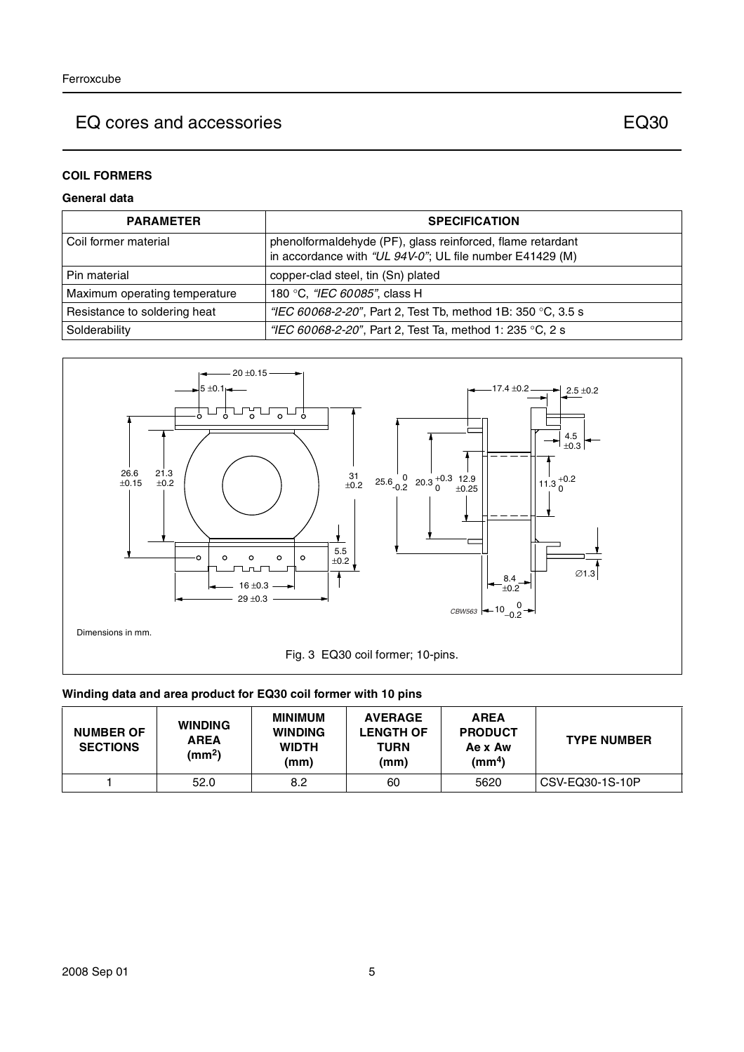## EQ cores and accessories — EQ30

### COIL FORMERS

#### General data

| PARAMETER | SPECIFICATION |
|---|---|
| Coil former material | phenolformaldehyde (PF), glass reinforced, flame retardant in accordance with *"UL 94V-0"*; UL file number E41429 (M) |
| Pin material | copper-clad steel, tin (Sn) plated |
| Maximum operating temperature | 180 °C, *"IEC 60085"*, class H |
| Resistance to soldering heat | *"IEC 60068-2-20"*, Part 2, Test Tb, method 1B: 350 °C, 3.5 s |
| Solderability | *"IEC 60068-2-20"*, Part 2, Test Ta, method 1: 235 °C, 2 s |

Dimensions in mm.

Fig. 3 EQ30 coil former; 10-pins.

#### Winding data and area product for EQ30 coil former with 10 pins

| NUMBER OF SECTIONS | WINDING AREA ($mm^2$) | MINIMUM WINDING WIDTH (mm) | AVERAGE LENGTH OF TURN (mm) | AREA PRODUCT Ae x Aw ($mm^4$) | TYPE NUMBER |
|---|---|---|---|---|---|
| 1 | 52.0 | 8.2 | 60 | 5620 | CSV-EQ30-1S-10P |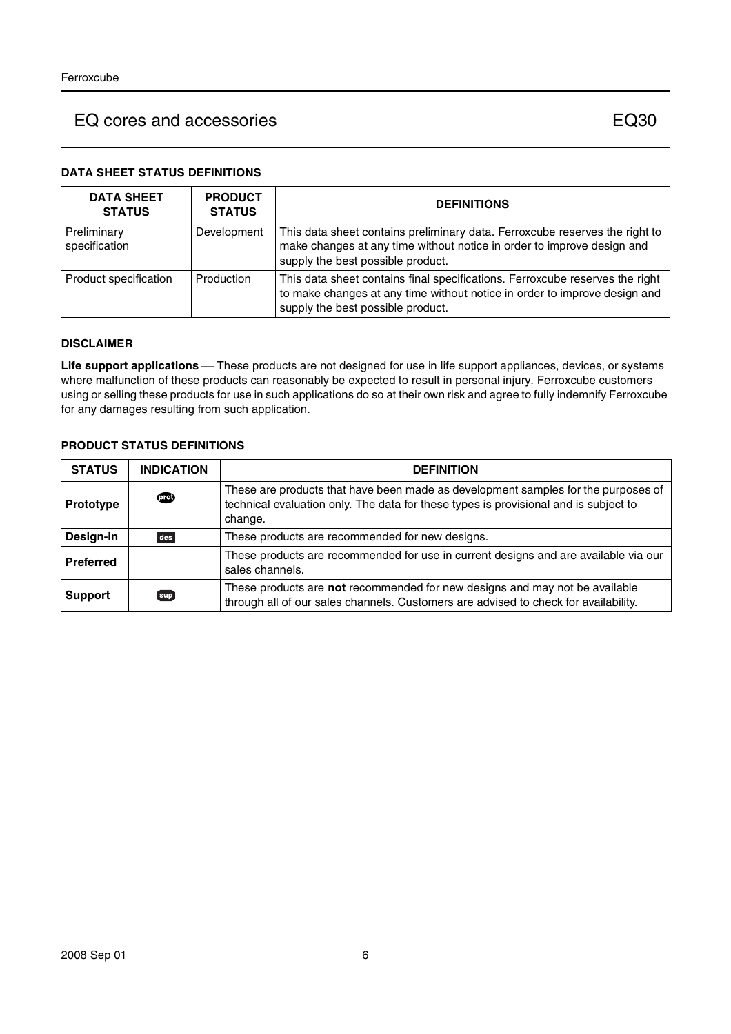## DATA SHEET STATUS DEFINITIONS

| DATA SHEET STATUS | PRODUCT STATUS | DEFINITIONS |
|---|---|---|
| Preliminary specification | Development | This data sheet contains preliminary data. Ferroxcube reserves the right to make changes at any time without notice in order to improve design and supply the best possible product. |
| Product specification | Production | This data sheet contains final specifications. Ferroxcube reserves the right to make changes at any time without notice in order to improve design and supply the best possible product. |

## DISCLAIMER

**Life support applications** — These products are not designed for use in life support appliances, devices, or systems where malfunction of these products can reasonably be expected to result in personal injury. Ferroxcube customers using or selling these products for use in such applications do so at their own risk and agree to fully indemnify Ferroxcube for any damages resulting from such application.

## PRODUCT STATUS DEFINITIONS

| STATUS | INDICATION | DEFINITION |
|---|---|---|
| **Prototype** | prot | These are products that have been made as development samples for the purposes of technical evaluation only. The data for these types is provisional and is subject to change. |
| **Design-in** | des | These products are recommended for new designs. |
| **Preferred** | | These products are recommended for use in current designs and are available via our sales channels. |
| **Support** | sup | These products are **not** recommended for new designs and may not be available through all of our sales channels. Customers are advised to check for availability. |